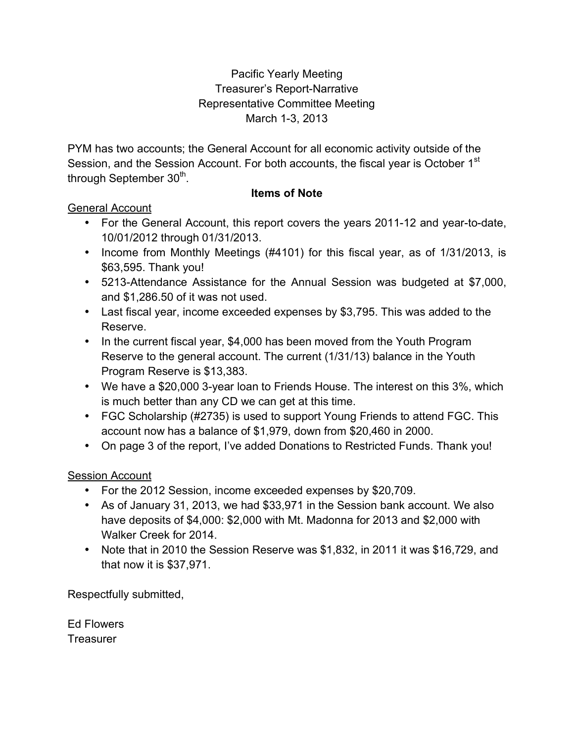# Pacific Yearly Meeting
## Treasurer's Report-Narrative
## Representative Committee Meeting
## March 1-3, 2013

PYM has two accounts; the General Account for all economic activity outside of the Session, and the Session Account. For both accounts, the fiscal year is October 1st through September 30th.

**Items of Note**

General Account

- For the General Account, this report covers the years 2011-12 and year-to-date, 10/01/2012 through 01/31/2013.
- Income from Monthly Meetings (#4101) for this fiscal year, as of 1/31/2013, is $63,595. Thank you!
- 5213-Attendance Assistance for the Annual Session was budgeted at $7,000, and $1,286.50 of it was not used.
- Last fiscal year, income exceeded expenses by $3,795. This was added to the Reserve.
- In the current fiscal year, $4,000 has been moved from the Youth Program Reserve to the general account. The current (1/31/13) balance in the Youth Program Reserve is $13,383.
- We have a $20,000 3-year loan to Friends House. The interest on this 3%, which is much better than any CD we can get at this time.
- FGC Scholarship (#2735) is used to support Young Friends to attend FGC. This account now has a balance of $1,979, down from $20,460 in 2000.
- On page 3 of the report, I've added Donations to Restricted Funds. Thank you!

Session Account

- For the 2012 Session, income exceeded expenses by $20,709.
- As of January 31, 2013, we had $33,971 in the Session bank account. We also have deposits of $4,000: $2,000 with Mt. Madonna for 2013 and $2,000 with Walker Creek for 2014.
- Note that in 2010 the Session Reserve was $1,832, in 2011 it was $16,729, and that now it is $37,971.

Respectfully submitted,

Ed Flowers
Treasurer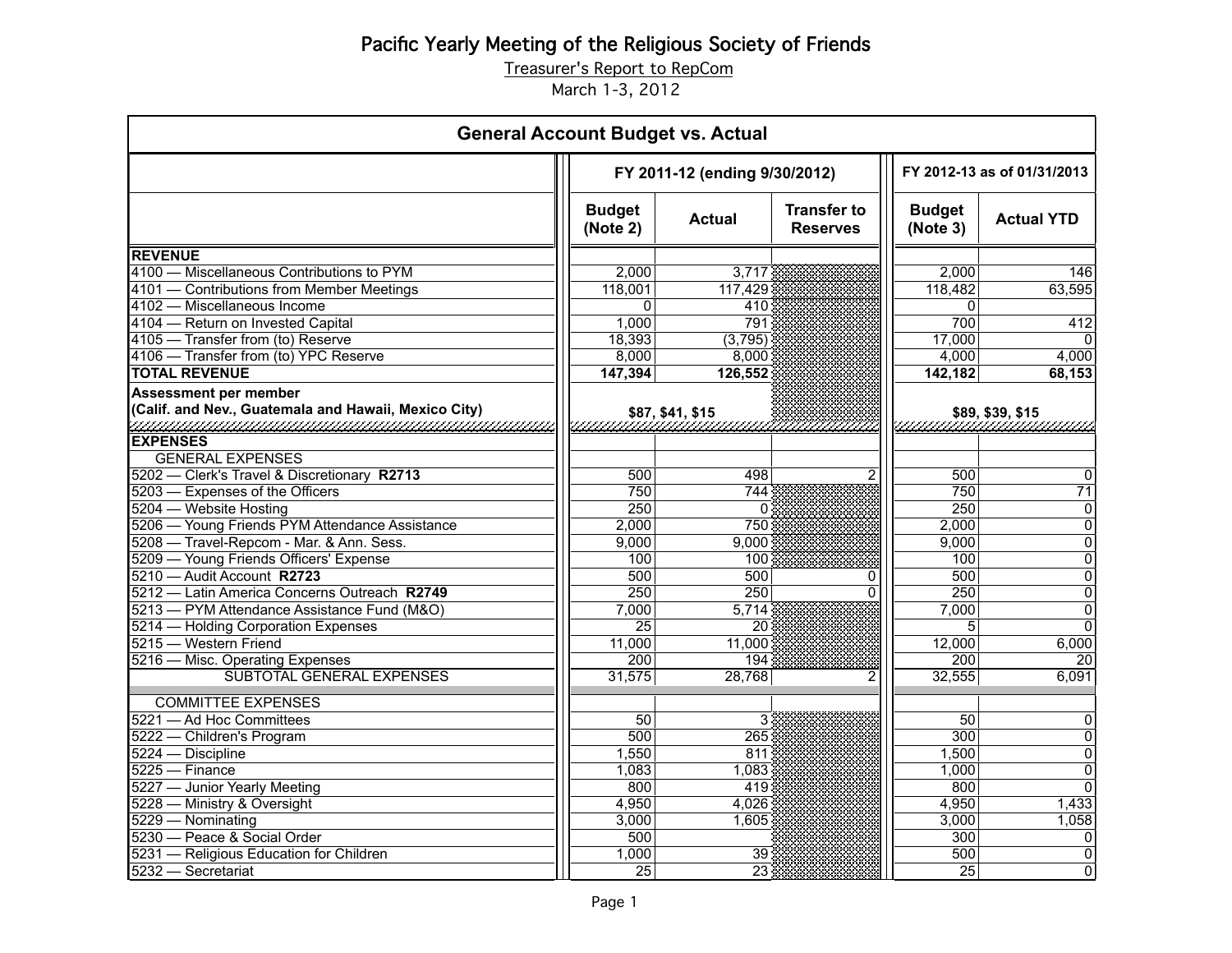# Pacific Yearly Meeting of the Religious Society of Friends

Treasurer's Report to RepCom

March 1-3, 2012

## General Account Budget vs. Actual

| | FY 2011-12 (ending 9/30/2012) | | | FY 2012-13 as of 01/31/2013 | |
|---|---|---|---|---|---|
| | **Budget (Note 2)** | **Actual** | **Transfer to Reserves** | **Budget (Note 3)** | **Actual YTD** |
| **REVENUE** | | | | | |
| 4100 — Miscellaneous Contributions to PYM | 2,000 | 3,717 | | 2,000 | 146 |
| 4101 — Contributions from Member Meetings | 118,001 | 117,429 | | 118,482 | 63,595 |
| 4102 — Miscellaneous Income | 0 | 410 | | 0 | |
| 4104 — Return on Invested Capital | 1,000 | 791 | | 700 | 412 |
| 4105 — Transfer from (to) Reserve | 18,393 | (3,795) | | 17,000 | 0 |
| 4106 — Transfer from (to) YPC Reserve | 8,000 | 8,000 | | 4,000 | 4,000 |
| **TOTAL REVENUE** | **147,394** | **126,552** | | **142,182** | **68,153** |
| **Assessment per member (Calif. and Nev., Guatemala and Hawaii, Mexico City)** | $87, $41, $15 | | | $89, $39, $15 | |
| **EXPENSES** | | | | | |
| GENERAL EXPENSES | | | | | |
| 5202 — Clerk's Travel & Discretionary **R2713** | 500 | 498 | 2 | 500 | 0 |
| 5203 — Expenses of the Officers | 750 | 744 | | 750 | 71 |
| 5204 — Website Hosting | 250 | 0 | | 250 | 0 |
| 5206 — Young Friends PYM Attendance Assistance | 2,000 | 750 | | 2,000 | 0 |
| 5208 — Travel-Repcom - Mar. & Ann. Sess. | 9,000 | 9,000 | | 9,000 | 0 |
| 5209 — Young Friends Officers' Expense | 100 | 100 | | 100 | 0 |
| 5210 — Audit Account **R2723** | 500 | 500 | 0 | 500 | 0 |
| 5212 — Latin America Concerns Outreach **R2749** | 250 | 250 | 0 | 250 | 0 |
| 5213 — PYM Attendance Assistance Fund (M&O) | 7,000 | 5,714 | | 7,000 | 0 |
| 5214 — Holding Corporation Expenses | 25 | 20 | | 5 | 0 |
| 5215 — Western Friend | 11,000 | 11,000 | | 12,000 | 6,000 |
| 5216 — Misc. Operating Expenses | 200 | 194 | | 200 | 20 |
| SUBTOTAL GENERAL EXPENSES | 31,575 | 28,768 | 2 | 32,555 | 6,091 |
| COMMITTEE EXPENSES | | | | | |
| 5221 — Ad Hoc Committees | 50 | 3 | | 50 | 0 |
| 5222 — Children's Program | 500 | 265 | | 300 | 0 |
| 5224 — Discipline | 1,550 | 811 | | 1,500 | 0 |
| 5225 — Finance | 1,083 | 1,083 | | 1,000 | 0 |
| 5227 — Junior Yearly Meeting | 800 | 419 | | 800 | 0 |
| 5228 — Ministry & Oversight | 4,950 | 4,026 | | 4,950 | 1,433 |
| 5229 — Nominating | 3,000 | 1,605 | | 3,000 | 1,058 |
| 5230 — Peace & Social Order | 500 | | | 300 | 0 |
| 5231 — Religious Education for Children | 1,000 | 39 | | 500 | 0 |
| 5232 — Secretariat | 25 | 23 | | 25 | 0 |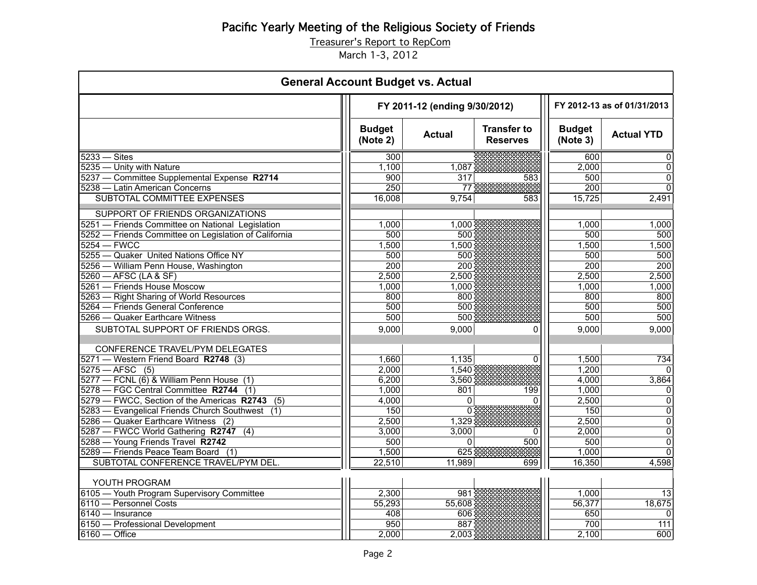# Pacific Yearly Meeting of the Religious Society of Friends

Treasurer's Report to RepCom

March 1-3, 2012

## General Account Budget vs. Actual

| | FY 2011-12 (ending 9/30/2012) | | | FY 2012-13 as of 01/31/2013 | |
|---|---|---|---|---|---|
| | Budget (Note 2) | Actual | Transfer to Reserves | Budget (Note 3) | Actual YTD |
| 5233 — Sites | 300 | | | 600 | 0 |
| 5235 — Unity with Nature | 1,100 | 1,087 | | 2,000 | 0 |
| 5237 — Committee Supplemental Expense **R2714** | 900 | 317 | 583 | 500 | 0 |
| 5238 — Latin American Concerns | 250 | 77 | | 200 | 0 |
| SUBTOTAL COMMITTEE EXPENSES | 16,008 | 9,754 | 583 | 15,725 | 2,491 |
| SUPPORT OF FRIENDS ORGANIZATIONS | | | | | |
| 5251 — Friends Committee on National Legislation | 1,000 | 1,000 | | 1,000 | 1,000 |
| 5252 — Friends Committee on Legislation of California | 500 | 500 | | 500 | 500 |
| 5254 — FWCC | 1,500 | 1,500 | | 1,500 | 1,500 |
| 5255 — Quaker United Nations Office NY | 500 | 500 | | 500 | 500 |
| 5256 — William Penn House, Washington | 200 | 200 | | 200 | 200 |
| 5260 — AFSC (LA & SF) | 2,500 | 2,500 | | 2,500 | 2,500 |
| 5261 — Friends House Moscow | 1,000 | 1,000 | | 1,000 | 1,000 |
| 5263 — Right Sharing of World Resources | 800 | 800 | | 800 | 800 |
| 5264 — Friends General Conference | 500 | 500 | | 500 | 500 |
| 5266 — Quaker Earthcare Witness | 500 | 500 | | 500 | 500 |
| SUBTOTAL SUPPORT OF FRIENDS ORGS. | 9,000 | 9,000 | 0 | 9,000 | 9,000 |
| CONFERENCE TRAVEL/PYM DELEGATES | | | | | |
| 5271 — Western Friend Board **R2748** (3) | 1,660 | 1,135 | 0 | 1,500 | 734 |
| 5275 — AFSC (5) | 2,000 | 1,540 | | 1,200 | 0 |
| 5277 — FCNL (6) & William Penn House (1) | 6,200 | 3,560 | | 4,000 | 3,864 |
| 5278 — FGC Central Committee **R2744** (1) | 1,000 | 801 | 199 | 1,000 | 0 |
| 5279 — FWCC, Section of the Americas **R2743** (5) | 4,000 | 0 | 0 | 2,500 | 0 |
| 5283 — Evangelical Friends Church Southwest (1) | 150 | 0 | | 150 | 0 |
| 5286 — Quaker Earthcare Witness (2) | 2,500 | 1,329 | | 2,500 | 0 |
| 5287 — FWCC World Gathering **R2747** (4) | 3,000 | 3,000 | 0 | 2,000 | 0 |
| 5288 — Young Friends Travel **R2742** | 500 | 0 | 500 | 500 | 0 |
| 5289 — Friends Peace Team Board (1) | 1,500 | 625 | | 1,000 | 0 |
| SUBTOTAL CONFERENCE TRAVEL/PYM DEL. | 22,510 | 11,989 | 699 | 16,350 | 4,598 |
| YOUTH PROGRAM | | | | | |
| 6105 — Youth Program Supervisory Committee | 2,300 | 981 | | 1,000 | 13 |
| 6110 — Personnel Costs | 55,293 | 55,608 | | 56,377 | 18,675 |
| 6140 — Insurance | 408 | 606 | | 650 | 0 |
| 6150 — Professional Development | 950 | 887 | | 700 | 111 |
| 6160 — Office | 2,000 | 2,003 | | 2,100 | 600 |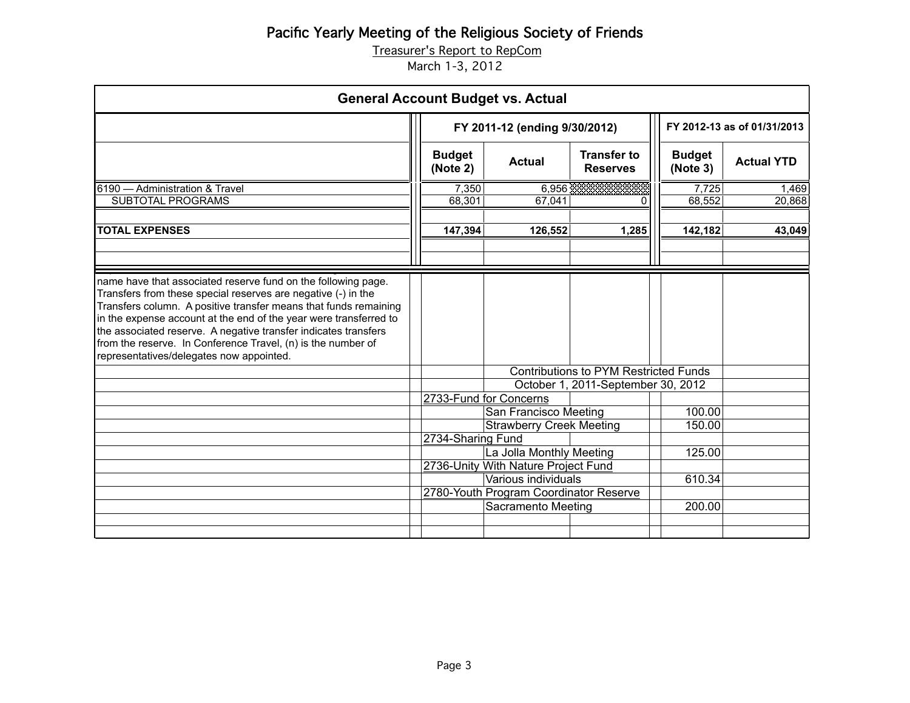# Pacific Yearly Meeting of the Religious Society of Friends

Treasurer's Report to RepCom

March 1-3, 2012

## General Account Budget vs. Actual

| | FY 2011-12 (ending 9/30/2012) | | | FY 2012-13 as of 01/31/2013 | |
|---|---|---|---|---|---|
| | Budget (Note 2) | Actual | Transfer to Reserves | Budget (Note 3) | Actual YTD |
| 6190 — Administration & Travel | 7,350 | 6,956 | | 7,725 | 1,469 |
| SUBTOTAL PROGRAMS | 68,301 | 67,041 | 0 | 68,552 | 20,868 |
| | | | | | |
| **TOTAL EXPENSES** | **147,394** | **126,552** | **1,285** | **142,182** | **43,049** |

name have that associated reserve fund on the following page. Transfers from these special reserves are negative (-) in the Transfers column. A positive transfer means that funds remaining in the expense account at the end of the year were transferred to the associated reserve. A negative transfer indicates transfers from the reserve. In Conference Travel, (n) is the number of representatives/delegates now appointed.

### Contributions to PYM Restricted Funds

October 1, 2011-September 30, 2012

| Fund | Contributor | Amount |
|---|---|---|
| 2733-Fund for Concerns | | |
| | San Francisco Meeting | 100.00 |
| | Strawberry Creek Meeting | 150.00 |
| 2734-Sharing Fund | | |
| | La Jolla Monthly Meeting | 125.00 |
| 2736-Unity With Nature Project Fund | | |
| | Various individuals | 610.34 |
| 2780-Youth Program Coordinator Reserve | | |
| | Sacramento Meeting | 200.00 |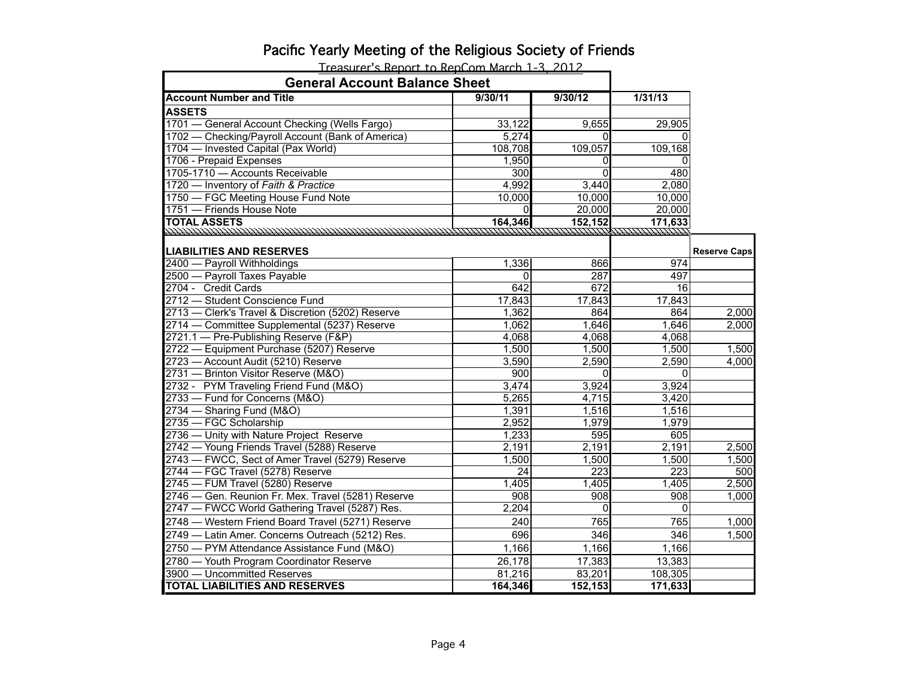# Pacific Yearly Meeting of the Religious Society of Friends

Treasurer's Report to RepCom March 1-3, 2012

## General Account Balance Sheet

| Account Number and Title | 9/30/11 | 9/30/12 | 1/31/13 | |
|---|---|---|---|---|
| **ASSETS** | | | | |
| 1701 — General Account Checking (Wells Fargo) | 33,122 | 9,655 | 29,905 | |
| 1702 — Checking/Payroll Account (Bank of America) | 5,274 | 0 | 0 | |
| 1704 — Invested Capital (Pax World) | 108,708 | 109,057 | 109,168 | |
| 1706 - Prepaid Expenses | 1,950 | 0 | 0 | |
| 1705-1710 — Accounts Receivable | 300 | 0 | 480 | |
| 1720 — Inventory of *Faith & Practice* | 4,992 | 3,440 | 2,080 | |
| 1750 — FGC Meeting House Fund Note | 10,000 | 10,000 | 10,000 | |
| 1751 — Friends House Note | 0 | 20,000 | 20,000 | |
| **TOTAL ASSETS** | **164,346** | **152,152** | **171,633** | |
| | | | | |
| **LIABILITIES AND RESERVES** | | | | **Reserve Caps** |
| 2400 — Payroll Withholdings | 1,336 | 866 | 974 | |
| 2500 — Payroll Taxes Payable | 0 | 287 | 497 | |
| 2704 - Credit Cards | 642 | 672 | 16 | |
| 2712 — Student Conscience Fund | 17,843 | 17,843 | 17,843 | |
| 2713 — Clerk's Travel & Discretion (5202) Reserve | 1,362 | 864 | 864 | 2,000 |
| 2714 — Committee Supplemental (5237) Reserve | 1,062 | 1,646 | 1,646 | 2,000 |
| 2721.1 — Pre-Publishing Reserve (F&P) | 4,068 | 4,068 | 4,068 | |
| 2722 — Equipment Purchase (5207) Reserve | 1,500 | 1,500 | 1,500 | 1,500 |
| 2723 — Account Audit (5210) Reserve | 3,590 | 2,590 | 2,590 | 4,000 |
| 2731 — Brinton Visitor Reserve (M&O) | 900 | 0 | 0 | |
| 2732 - PYM Traveling Friend Fund (M&O) | 3,474 | 3,924 | 3,924 | |
| 2733 — Fund for Concerns (M&O) | 5,265 | 4,715 | 3,420 | |
| 2734 — Sharing Fund (M&O) | 1,391 | 1,516 | 1,516 | |
| 2735 — FGC Scholarship | 2,952 | 1,979 | 1,979 | |
| 2736 — Unity with Nature Project Reserve | 1,233 | 595 | 605 | |
| 2742 — Young Friends Travel (5288) Reserve | 2,191 | 2,191 | 2,191 | 2,500 |
| 2743 — FWCC, Sect of Amer Travel (5279) Reserve | 1,500 | 1,500 | 1,500 | 1,500 |
| 2744 — FGC Travel (5278) Reserve | 24 | 223 | 223 | 500 |
| 2745 — FUM Travel (5280) Reserve | 1,405 | 1,405 | 1,405 | 2,500 |
| 2746 — Gen. Reunion Fr. Mex. Travel (5281) Reserve | 908 | 908 | 908 | 1,000 |
| 2747 — FWCC World Gathering Travel (5287) Res. | 2,204 | 0 | 0 | |
| 2748 — Western Friend Board Travel (5271) Reserve | 240 | 765 | 765 | 1,000 |
| 2749 — Latin Amer. Concerns Outreach (5212) Res. | 696 | 346 | 346 | 1,500 |
| 2750 — PYM Attendance Assistance Fund (M&O) | 1,166 | 1,166 | 1,166 | |
| 2780 — Youth Program Coordinator Reserve | 26,178 | 17,383 | 13,383 | |
| 3900 — Uncommitted Reserves | 81,216 | 83,201 | 108,305 | |
| **TOTAL LIABILITIES AND RESERVES** | **164,346** | **152,153** | **171,633** | |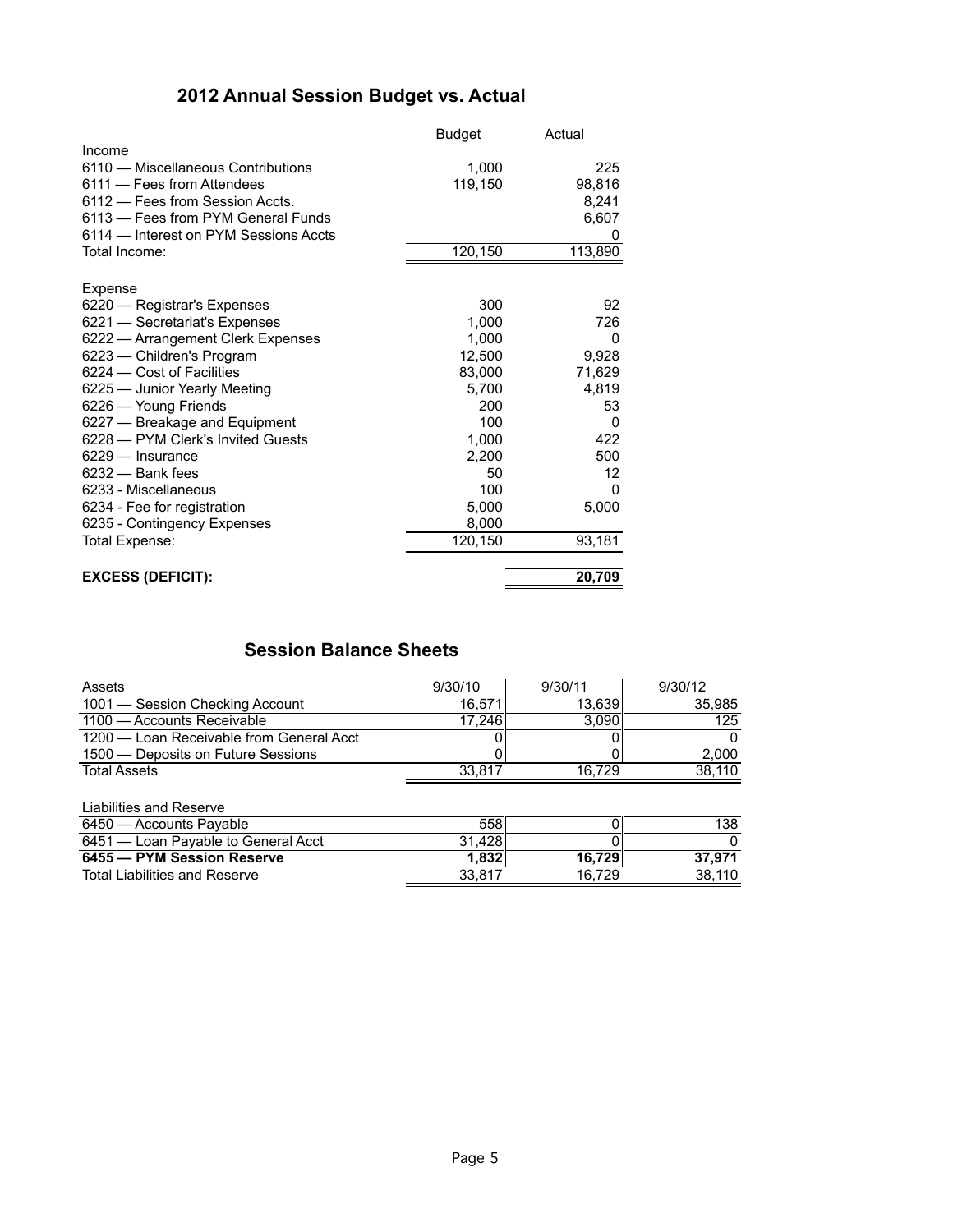## 2012 Annual Session Budget vs. Actual

| | Budget | Actual |
|---|---|---|
| **Income** | | |
| 6110 — Miscellaneous Contributions | 1,000 | 225 |
| 6111 — Fees from Attendees | 119,150 | 98,816 |
| 6112 — Fees from Session Accts. | | 8,241 |
| 6113 — Fees from PYM General Funds | | 6,607 |
| 6114 — Interest on PYM Sessions Accts | | 0 |
| Total Income: | 120,150 | 113,890 |
| **Expense** | | |
| 6220 — Registrar's Expenses | 300 | 92 |
| 6221 — Secretariat's Expenses | 1,000 | 726 |
| 6222 — Arrangement Clerk Expenses | 1,000 | 0 |
| 6223 — Children's Program | 12,500 | 9,928 |
| 6224 — Cost of Facilities | 83,000 | 71,629 |
| 6225 — Junior Yearly Meeting | 5,700 | 4,819 |
| 6226 — Young Friends | 200 | 53 |
| 6227 — Breakage and Equipment | 100 | 0 |
| 6228 — PYM Clerk's Invited Guests | 1,000 | 422 |
| 6229 — Insurance | 2,200 | 500 |
| 6232 — Bank fees | 50 | 12 |
| 6233 - Miscellaneous | 100 | 0 |
| 6234 - Fee for registration | 5,000 | 5,000 |
| 6235 - Contingency Expenses | 8,000 | |
| Total Expense: | 120,150 | 93,181 |
| **EXCESS (DEFICIT):** | | **20,709** |

## Session Balance Sheets

| Assets | 9/30/10 | 9/30/11 | 9/30/12 |
|---|---|---|---|
| 1001 — Session Checking Account | 16,571 | 13,639 | 35,985 |
| 1100 — Accounts Receivable | 17,246 | 3,090 | 125 |
| 1200 — Loan Receivable from General Acct | 0 | 0 | 0 |
| 1500 — Deposits on Future Sessions | 0 | 0 | 2,000 |
| Total Assets | 33,817 | 16,729 | 38,110 |
| Liabilities and Reserve | | | |
| 6450 — Accounts Payable | 558 | 0 | 138 |
| 6451 — Loan Payable to General Acct | 31,428 | 0 | 0 |
| **6455 — PYM Session Reserve** | **1,832** | **16,729** | **37,971** |
| Total Liabilities and Reserve | 33,817 | 16,729 | 38,110 |